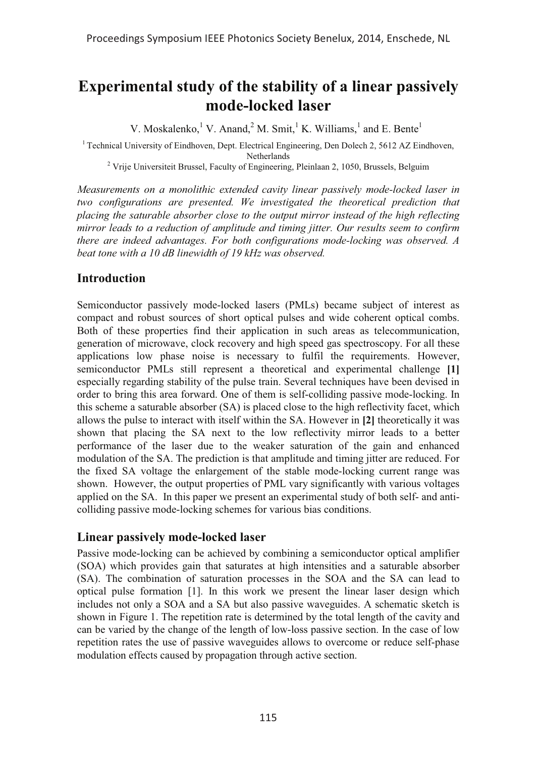# Experimental study of the stability of a linear passively mode-locked laser

V. Moskalenko,[1] V. Anand,[2] M. Smit,[1] K. Williams,[1] and E. Bente[1]

[1] Technical University of Eindhoven, Dept. Electrical Engineering, Den Dolech 2, 5612 AZ Eindhoven, Netherlands

[2] Vrije Universiteit Brussel, Faculty of Engineering, Pleinlaan 2, 1050, Brussels, Belguim

*Measurements on a monolithic extended cavity linear passively mode-locked laser in two configurations are presented. We investigated the theoretical prediction that placing the saturable absorber close to the output mirror instead of the high reflecting mirror leads to a reduction of amplitude and timing jitter. Our results seem to confirm there are indeed advantages. For both configurations mode-locking was observed. A beat tone with a 10 dB linewidth of 19 kHz was observed.*

## Introduction

Semiconductor passively mode-locked lasers (PMLs) became subject of interest as compact and robust sources of short optical pulses and wide coherent optical combs. Both of these properties find their application in such areas as telecommunication, generation of microwave, clock recovery and high speed gas spectroscopy. For all these applications low phase noise is necessary to fulfil the requirements. However, semiconductor PMLs still represent a theoretical and experimental challenge **[1]** especially regarding stability of the pulse train. Several techniques have been devised in order to bring this area forward. One of them is self-colliding passive mode-locking. In this scheme a saturable absorber (SA) is placed close to the high reflectivity facet, which allows the pulse to interact with itself within the SA. However in **[2]** theoretically it was shown that placing the SA next to the low reflectivity mirror leads to a better performance of the laser due to the weaker saturation of the gain and enhanced modulation of the SA. The prediction is that amplitude and timing jitter are reduced. For the fixed SA voltage the enlargement of the stable mode-locking current range was shown. However, the output properties of PML vary significantly with various voltages applied on the SA. In this paper we present an experimental study of both self- and anti-colliding passive mode-locking schemes for various bias conditions.

## Linear passively mode-locked laser

Passive mode-locking can be achieved by combining a semiconductor optical amplifier (SOA) which provides gain that saturates at high intensities and a saturable absorber (SA). The combination of saturation processes in the SOA and the SA can lead to optical pulse formation [1]. In this work we present the linear laser design which includes not only a SOA and a SA but also passive waveguides. A schematic sketch is shown in Figure 1. The repetition rate is determined by the total length of the cavity and can be varied by the change of the length of low-loss passive section. In the case of low repetition rates the use of passive waveguides allows to overcome or reduce self-phase modulation effects caused by propagation through active section.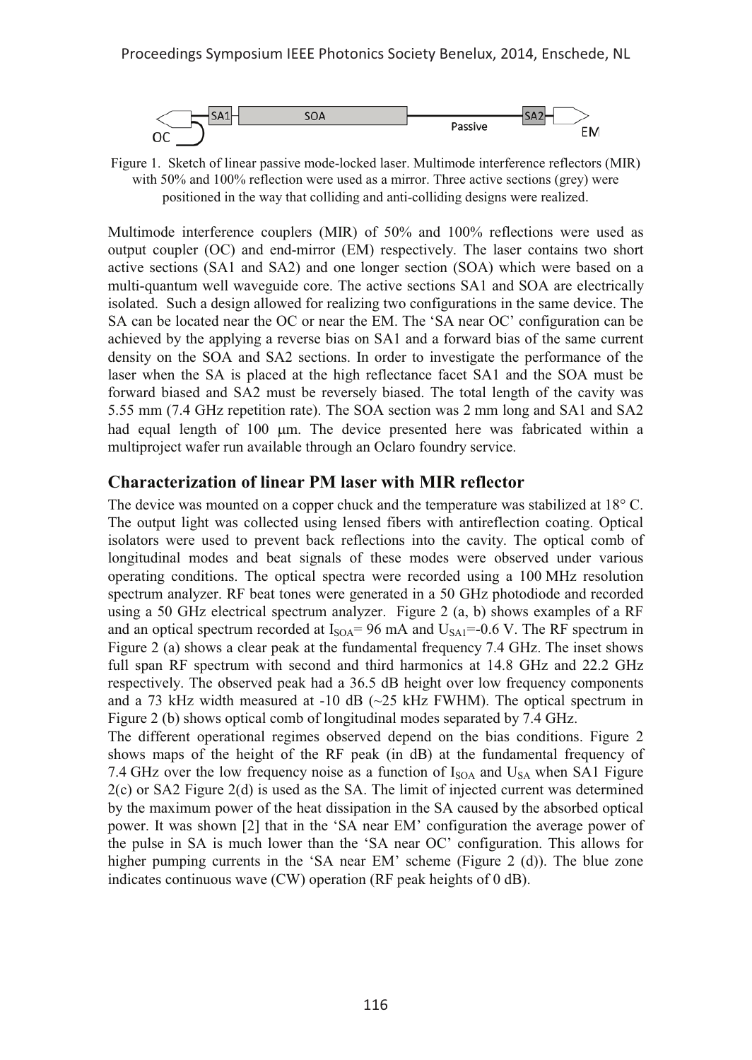Figure 1. Sketch of linear passive mode-locked laser. Multimode interference reflectors (MIR) with 50% and 100% reflection were used as a mirror. Three active sections (grey) were positioned in the way that colliding and anti-colliding designs were realized.

Multimode interference couplers (MIR) of 50% and 100% reflections were used as output coupler (OC) and end-mirror (EM) respectively. The laser contains two short active sections (SA1 and SA2) and one longer section (SOA) which were based on a multi-quantum well waveguide core. The active sections SA1 and SOA are electrically isolated. Such a design allowed for realizing two configurations in the same device. The SA can be located near the OC or near the EM. The 'SA near OC' configuration can be achieved by the applying a reverse bias on SA1 and a forward bias of the same current density on the SOA and SA2 sections. In order to investigate the performance of the laser when the SA is placed at the high reflectance facet SA1 and the SOA must be forward biased and SA2 must be reversely biased. The total length of the cavity was 5.55 mm (7.4 GHz repetition rate). The SOA section was 2 mm long and SA1 and SA2 had equal length of 100 μm. The device presented here was fabricated within a multiproject wafer run available through an Oclaro foundry service.

## Characterization of linear PM laser with MIR reflector

The device was mounted on a copper chuck and the temperature was stabilized at 18° C. The output light was collected using lensed fibers with antireflection coating. Optical isolators were used to prevent back reflections into the cavity. The optical comb of longitudinal modes and beat signals of these modes were observed under various operating conditions. The optical spectra were recorded using a 100 MHz resolution spectrum analyzer. RF beat tones were generated in a 50 GHz photodiode and recorded using a 50 GHz electrical spectrum analyzer. Figure 2 (a, b) shows examples of a RF and an optical spectrum recorded at $I_{SOA}$= 96 mA and $U_{SA1}$=-0.6 V. The RF spectrum in Figure 2 (a) shows a clear peak at the fundamental frequency 7.4 GHz. The inset shows full span RF spectrum with second and third harmonics at 14.8 GHz and 22.2 GHz respectively. The observed peak had a 36.5 dB height over low frequency components and a 73 kHz width measured at -10 dB (~25 kHz FWHM). The optical spectrum in Figure 2 (b) shows optical comb of longitudinal modes separated by 7.4 GHz.

The different operational regimes observed depend on the bias conditions. Figure 2 shows maps of the height of the RF peak (in dB) at the fundamental frequency of 7.4 GHz over the low frequency noise as a function of $I_{SOA}$ and $U_{SA}$ when SA1 Figure 2(c) or SA2 Figure 2(d) is used as the SA. The limit of injected current was determined by the maximum power of the heat dissipation in the SA caused by the absorbed optical power. It was shown [2] that in the 'SA near EM' configuration the average power of the pulse in SA is much lower than the 'SA near OC' configuration. This allows for higher pumping currents in the 'SA near EM' scheme (Figure 2 (d)). The blue zone indicates continuous wave (CW) operation (RF peak heights of 0 dB).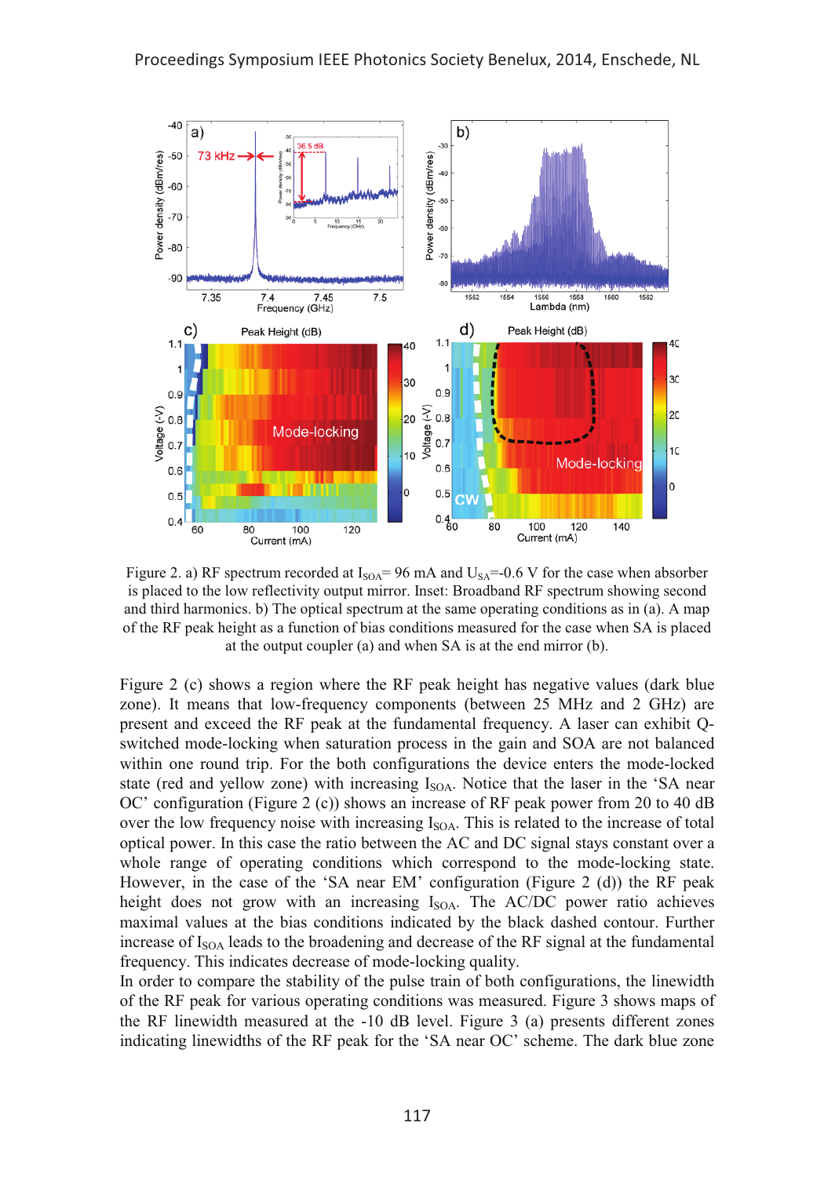Figure 2. a) RF spectrum recorded at $I_{SOA}$= 96 mA and $U_{SA}$=-0.6 V for the case when absorber is placed to the low reflectivity output mirror. Inset: Broadband RF spectrum showing second and third harmonics. b) The optical spectrum at the same operating conditions as in (a). A map of the RF peak height as a function of bias conditions measured for the case when SA is placed at the output coupler (a) and when SA is at the end mirror (b).

Figure 2 (c) shows a region where the RF peak height has negative values (dark blue zone). It means that low-frequency components (between 25 MHz and 2 GHz) are present and exceed the RF peak at the fundamental frequency. A laser can exhibit Q-switched mode-locking when saturation process in the gain and SOA are not balanced within one round trip. For the both configurations the device enters the mode-locked state (red and yellow zone) with increasing $I_{SOA}$. Notice that the laser in the 'SA near OC' configuration (Figure 2 (c)) shows an increase of RF peak power from 20 to 40 dB over the low frequency noise with increasing $I_{SOA}$. This is related to the increase of total optical power. In this case the ratio between the AC and DC signal stays constant over a whole range of operating conditions which correspond to the mode-locking state. However, in the case of the 'SA near EM' configuration (Figure 2 (d)) the RF peak height does not grow with an increasing $I_{SOA}$. The AC/DC power ratio achieves maximal values at the bias conditions indicated by the black dashed contour. Further increase of $I_{SOA}$ leads to the broadening and decrease of the RF signal at the fundamental frequency. This indicates decrease of mode-locking quality.

In order to compare the stability of the pulse train of both configurations, the linewidth of the RF peak for various operating conditions was measured. Figure 3 shows maps of the RF linewidth measured at the -10 dB level. Figure 3 (a) presents different zones indicating linewidths of the RF peak for the 'SA near OC' scheme. The dark blue zone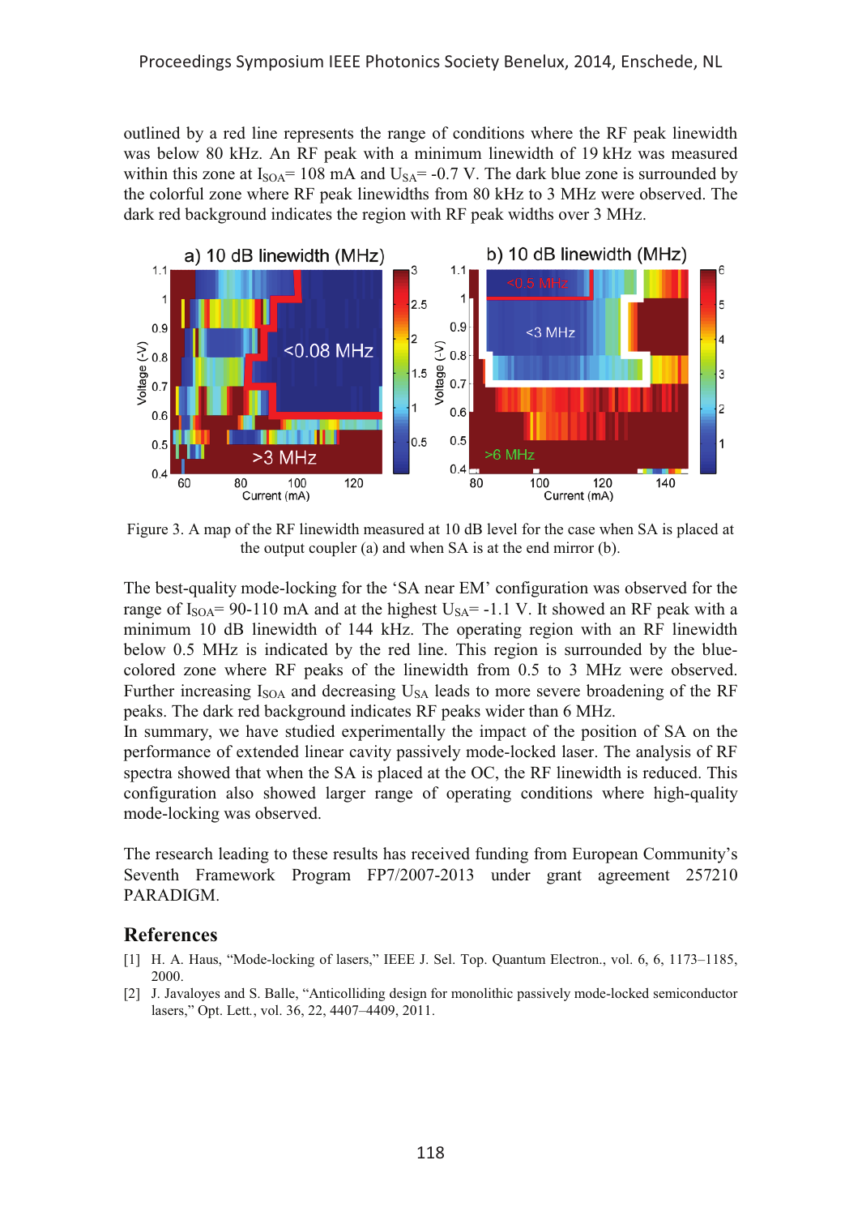outlined by a red line represents the range of conditions where the RF peak linewidth was below 80 kHz. An RF peak with a minimum linewidth of 19 kHz was measured within this zone at $I_{SOA}$= 108 mA and $U_{SA}$= -0.7 V. The dark blue zone is surrounded by the colorful zone where RF peak linewidths from 80 kHz to 3 MHz were observed. The dark red background indicates the region with RF peak widths over 3 MHz.

a) 10 dB linewidth (MHz)

<0.08 MHz

>3 MHz

Voltage (-V)

Current (mA)

1.1
1
0.9
0.8
0.7
0.6
0.5
0.4

60
80
100
120

3
2.5
2
1.5
1
0.5

b) 10 dB linewidth (MHz)

<0.5 MHz

<3 MHz

>6 MHz

Voltage (-V)

Current (mA)

1.1
1
0.9
0.8
0.7
0.6
0.5
0.4

80
100
120
140

6
5
4
3
2
1

Figure 3. A map of the RF linewidth measured at 10 dB level for the case when SA is placed at the output coupler (a) and when SA is at the end mirror (b).

The best-quality mode-locking for the 'SA near EM' configuration was observed for the range of $I_{SOA}$= 90-110 mA and at the highest $U_{SA}$= -1.1 V. It showed an RF peak with a minimum 10 dB linewidth of 144 kHz. The operating region with an RF linewidth below 0.5 MHz is indicated by the red line. This region is surrounded by the blue-colored zone where RF peaks of the linewidth from 0.5 to 3 MHz were observed. Further increasing $I_{SOA}$ and decreasing $U_{SA}$ leads to more severe broadening of the RF peaks. The dark red background indicates RF peaks wider than 6 MHz.

In summary, we have studied experimentally the impact of the position of SA on the performance of extended linear cavity passively mode-locked laser. The analysis of RF spectra showed that when the SA is placed at the OC, the RF linewidth is reduced. This configuration also showed larger range of operating conditions where high-quality mode-locking was observed.

The research leading to these results has received funding from European Community's Seventh Framework Program FP7/2007-2013 under grant agreement 257210 PARADIGM.

## References

[1] H. A. Haus, "Mode-locking of lasers," IEEE J. Sel. Top. Quantum Electron., vol. 6, 6, 1173–1185, 2000.

[2] J. Javaloyes and S. Balle, "Anticolliding design for monolithic passively mode-locked semiconductor lasers," Opt. Lett., vol. 36, 22, 4407–4409, 2011.